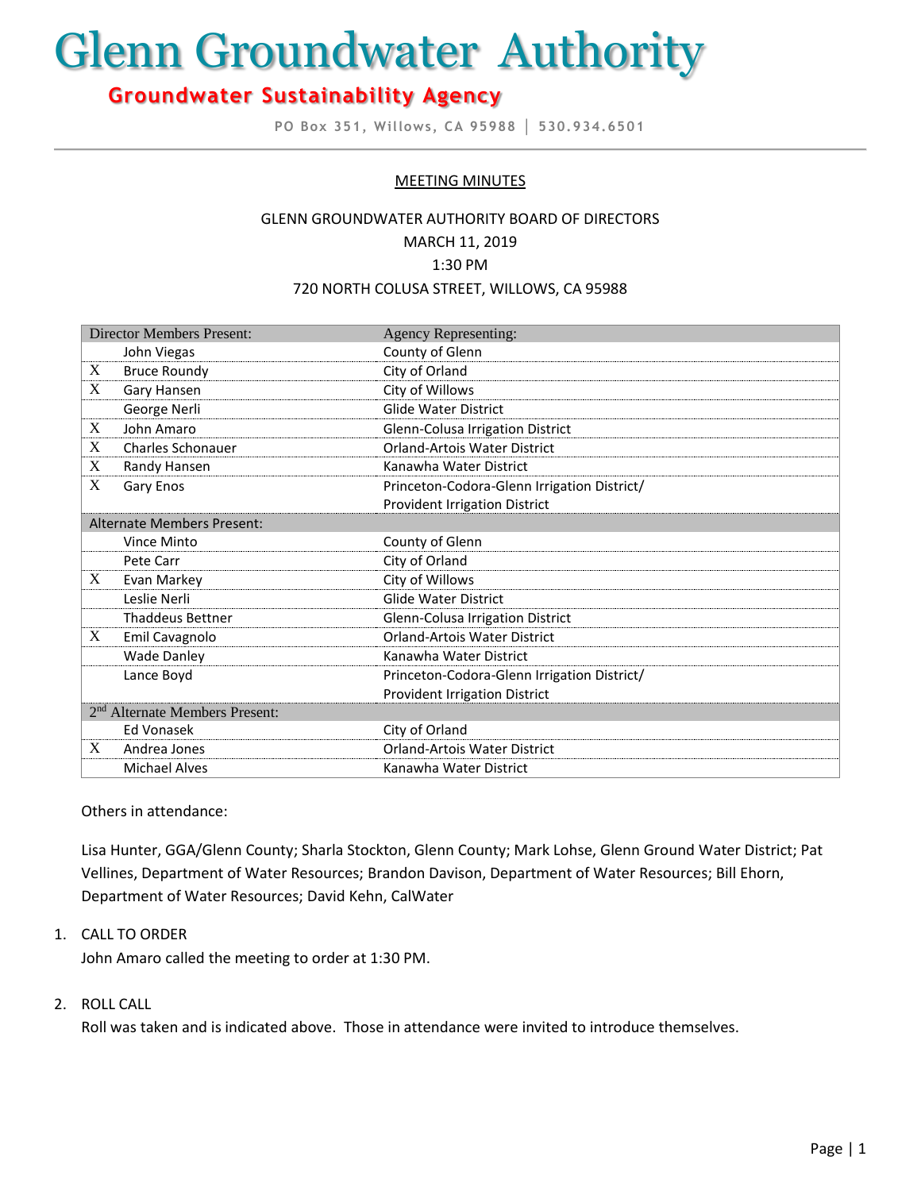# Glenn Groundwater Authority

## Groundwater Sustainability Agency

PO Box 351, Willows, CA 95988 │ 530.934.6501

MEETING MINUTES

GLENN GROUNDWATER AUTHORITY BOARD OF DIRECTORS
MARCH 11, 2019
1:30 PM
720 NORTH COLUSA STREET, WILLOWS, CA 95988

| | Director Members Present: | Agency Representing: |
|---|---|---|
| | John Viegas | County of Glenn |
| X | Bruce Roundy | City of Orland |
| X | Gary Hansen | City of Willows |
| | George Nerli | Glide Water District |
| X | John Amaro | Glenn-Colusa Irrigation District |
| X | Charles Schonauer | Orland-Artois Water District |
| X | Randy Hansen | Kanawha Water District |
| X | Gary Enos | Princeton-Codora-Glenn Irrigation District/ Provident Irrigation District |
| | **Alternate Members Present:** | |
| | Vince Minto | County of Glenn |
| | Pete Carr | City of Orland |
| X | Evan Markey | City of Willows |
| | Leslie Nerli | Glide Water District |
| | Thaddeus Bettner | Glenn-Colusa Irrigation District |
| X | Emil Cavagnolo | Orland-Artois Water District |
| | Wade Danley | Kanawha Water District |
| | Lance Boyd | Princeton-Codora-Glenn Irrigation District/ Provident Irrigation District |
| | **2nd Alternate Members Present:** | |
| | Ed Vonasek | City of Orland |
| X | Andrea Jones | Orland-Artois Water District |
| | Michael Alves | Kanawha Water District |

Others in attendance:

Lisa Hunter, GGA/Glenn County; Sharla Stockton, Glenn County; Mark Lohse, Glenn Ground Water District; Pat Vellines, Department of Water Resources; Brandon Davison, Department of Water Resources; Bill Ehorn, Department of Water Resources; David Kehn, CalWater

1. CALL TO ORDER
   John Amaro called the meeting to order at 1:30 PM.

2. ROLL CALL
   Roll was taken and is indicated above. Those in attendance were invited to introduce themselves.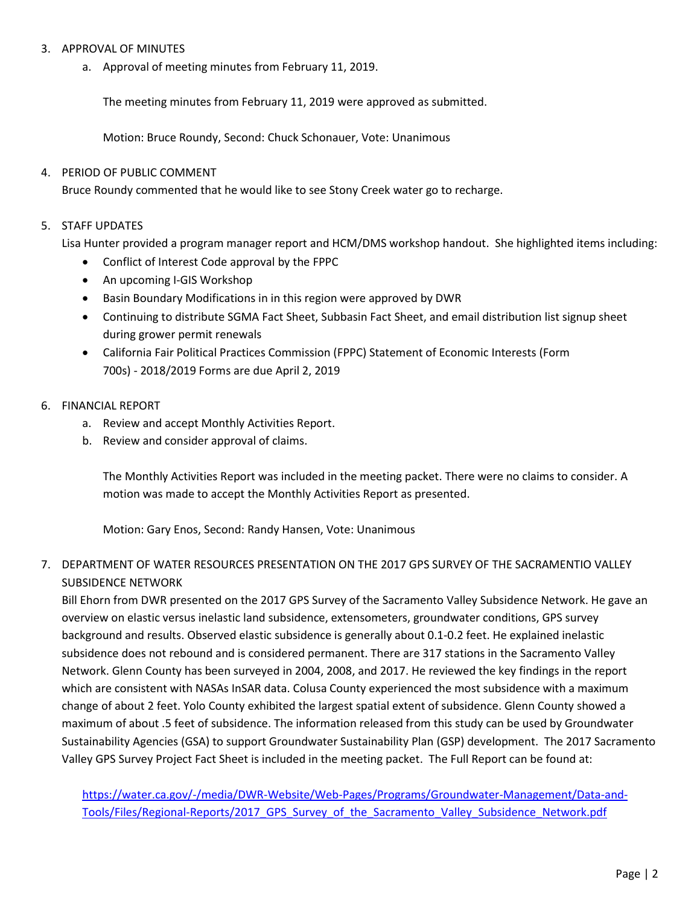3. APPROVAL OF MINUTES
   a. Approval of meeting minutes from February 11, 2019.

      The meeting minutes from February 11, 2019 were approved as submitted.

      Motion: Bruce Roundy, Second: Chuck Schonauer, Vote: Unanimous

4. PERIOD OF PUBLIC COMMENT

   Bruce Roundy commented that he would like to see Stony Creek water go to recharge.

5. STAFF UPDATES

   Lisa Hunter provided a program manager report and HCM/DMS workshop handout. She highlighted items including:
   - Conflict of Interest Code approval by the FPPC
   - An upcoming I-GIS Workshop
   - Basin Boundary Modifications in in this region were approved by DWR
   - Continuing to distribute SGMA Fact Sheet, Subbasin Fact Sheet, and email distribution list signup sheet during grower permit renewals
   - California Fair Political Practices Commission (FPPC) Statement of Economic Interests (Form 700s) - 2018/2019 Forms are due April 2, 2019

6. FINANCIAL REPORT
   a. Review and accept Monthly Activities Report.
   b. Review and consider approval of claims.

      The Monthly Activities Report was included in the meeting packet. There were no claims to consider. A motion was made to accept the Monthly Activities Report as presented.

      Motion: Gary Enos, Second: Randy Hansen, Vote: Unanimous

7. DEPARTMENT OF WATER RESOURCES PRESENTATION ON THE 2017 GPS SURVEY OF THE SACRAMENTIO VALLEY SUBSIDENCE NETWORK

   Bill Ehorn from DWR presented on the 2017 GPS Survey of the Sacramento Valley Subsidence Network. He gave an overview on elastic versus inelastic land subsidence, extensometers, groundwater conditions, GPS survey background and results. Observed elastic subsidence is generally about 0.1-0.2 feet. He explained inelastic subsidence does not rebound and is considered permanent. There are 317 stations in the Sacramento Valley Network. Glenn County has been surveyed in 2004, 2008, and 2017. He reviewed the key findings in the report which are consistent with NASAs InSAR data. Colusa County experienced the most subsidence with a maximum change of about 2 feet. Yolo County exhibited the largest spatial extent of subsidence. Glenn County showed a maximum of about .5 feet of subsidence. The information released from this study can be used by Groundwater Sustainability Agencies (GSA) to support Groundwater Sustainability Plan (GSP) development. The 2017 Sacramento Valley GPS Survey Project Fact Sheet is included in the meeting packet. The Full Report can be found at:

   https://water.ca.gov/-/media/DWR-Website/Web-Pages/Programs/Groundwater-Management/Data-and-Tools/Files/Regional-Reports/2017_GPS_Survey_of_the_Sacramento_Valley_Subsidence_Network.pdf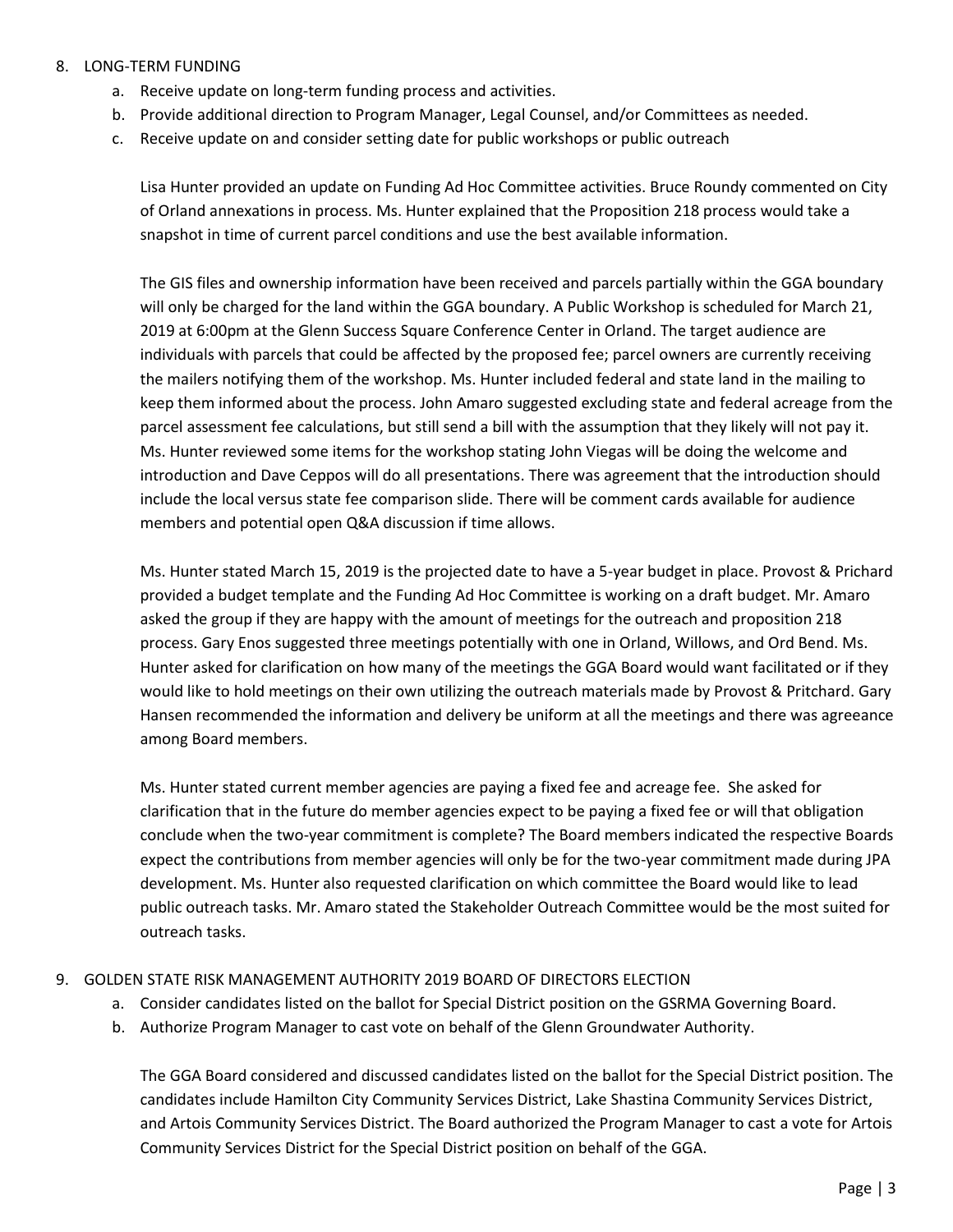8. LONG-TERM FUNDING
    a. Receive update on long-term funding process and activities.
    b. Provide additional direction to Program Manager, Legal Counsel, and/or Committees as needed.
    c. Receive update on and consider setting date for public workshops or public outreach

    Lisa Hunter provided an update on Funding Ad Hoc Committee activities. Bruce Roundy commented on City of Orland annexations in process. Ms. Hunter explained that the Proposition 218 process would take a snapshot in time of current parcel conditions and use the best available information.

    The GIS files and ownership information have been received and parcels partially within the GGA boundary will only be charged for the land within the GGA boundary. A Public Workshop is scheduled for March 21, 2019 at 6:00pm at the Glenn Success Square Conference Center in Orland. The target audience are individuals with parcels that could be affected by the proposed fee; parcel owners are currently receiving the mailers notifying them of the workshop. Ms. Hunter included federal and state land in the mailing to keep them informed about the process. John Amaro suggested excluding state and federal acreage from the parcel assessment fee calculations, but still send a bill with the assumption that they likely will not pay it. Ms. Hunter reviewed some items for the workshop stating John Viegas will be doing the welcome and introduction and Dave Ceppos will do all presentations. There was agreement that the introduction should include the local versus state fee comparison slide. There will be comment cards available for audience members and potential open Q&A discussion if time allows.

    Ms. Hunter stated March 15, 2019 is the projected date to have a 5-year budget in place. Provost & Prichard provided a budget template and the Funding Ad Hoc Committee is working on a draft budget. Mr. Amaro asked the group if they are happy with the amount of meetings for the outreach and proposition 218 process. Gary Enos suggested three meetings potentially with one in Orland, Willows, and Ord Bend. Ms. Hunter asked for clarification on how many of the meetings the GGA Board would want facilitated or if they would like to hold meetings on their own utilizing the outreach materials made by Provost & Pritchard. Gary Hansen recommended the information and delivery be uniform at all the meetings and there was agreeance among Board members.

    Ms. Hunter stated current member agencies are paying a fixed fee and acreage fee. She asked for clarification that in the future do member agencies expect to be paying a fixed fee or will that obligation conclude when the two-year commitment is complete? The Board members indicated the respective Boards expect the contributions from member agencies will only be for the two-year commitment made during JPA development. Ms. Hunter also requested clarification on which committee the Board would like to lead public outreach tasks. Mr. Amaro stated the Stakeholder Outreach Committee would be the most suited for outreach tasks.

9. GOLDEN STATE RISK MANAGEMENT AUTHORITY 2019 BOARD OF DIRECTORS ELECTION
    a. Consider candidates listed on the ballot for Special District position on the GSRMA Governing Board.
    b. Authorize Program Manager to cast vote on behalf of the Glenn Groundwater Authority.

    The GGA Board considered and discussed candidates listed on the ballot for the Special District position. The candidates include Hamilton City Community Services District, Lake Shastina Community Services District, and Artois Community Services District. The Board authorized the Program Manager to cast a vote for Artois Community Services District for the Special District position on behalf of the GGA.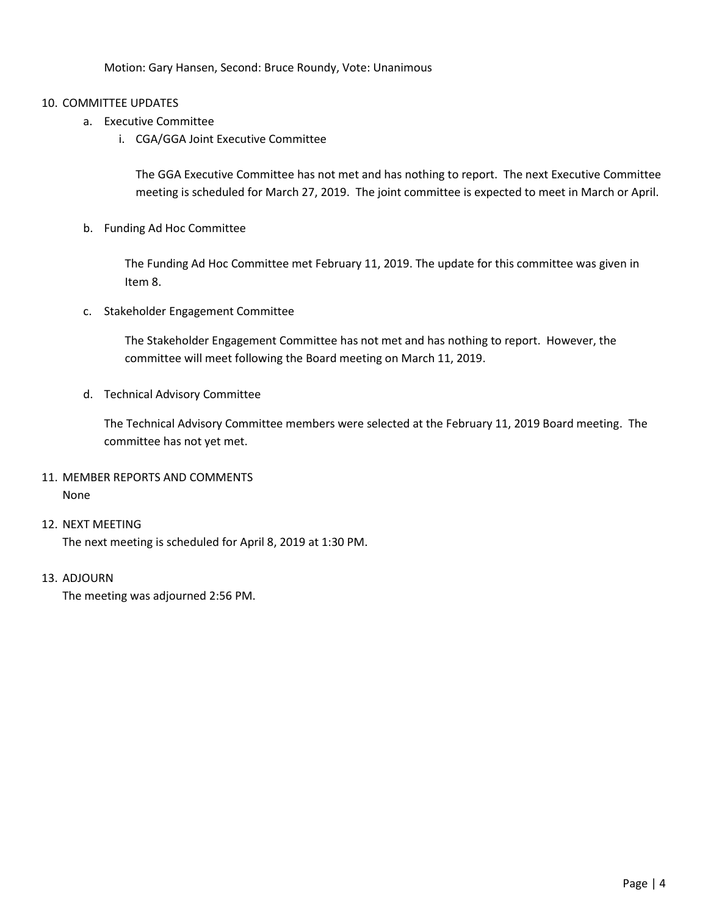Motion: Gary Hansen, Second: Bruce Roundy, Vote: Unanimous

10. COMMITTEE UPDATES
    a. Executive Committee
        i. CGA/GGA Joint Executive Committee

            The GGA Executive Committee has not met and has nothing to report. The next Executive Committee meeting is scheduled for March 27, 2019. The joint committee is expected to meet in March or April.

    b. Funding Ad Hoc Committee

        The Funding Ad Hoc Committee met February 11, 2019. The update for this committee was given in Item 8.

    c. Stakeholder Engagement Committee

        The Stakeholder Engagement Committee has not met and has nothing to report. However, the committee will meet following the Board meeting on March 11, 2019.

    d. Technical Advisory Committee

        The Technical Advisory Committee members were selected at the February 11, 2019 Board meeting. The committee has not yet met.

11. MEMBER REPORTS AND COMMENTS
    None

12. NEXT MEETING
    The next meeting is scheduled for April 8, 2019 at 1:30 PM.

13. ADJOURN
    The meeting was adjourned 2:56 PM.